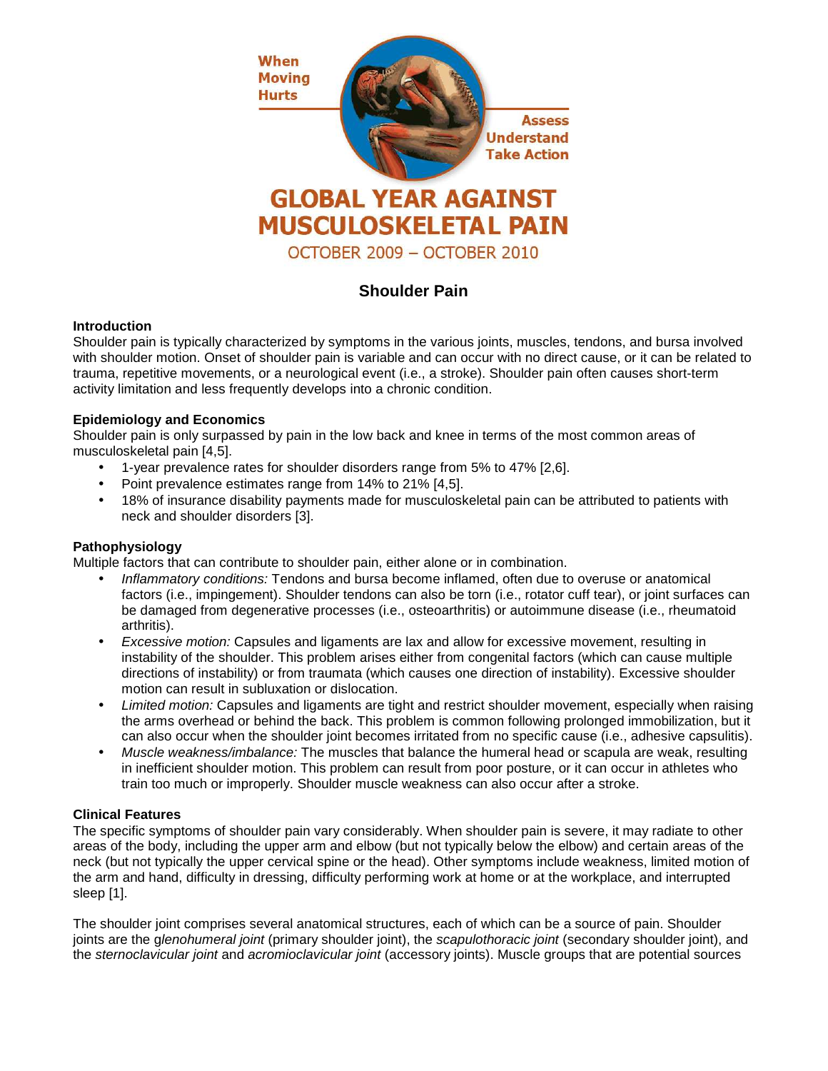When Moving Hurts

Assess Understand Take Action

# GLOBAL YEAR AGAINST MUSCULOSKELETAL PAIN

OCTOBER 2009 – OCTOBER 2010

## Shoulder Pain

### Introduction

Shoulder pain is typically characterized by symptoms in the various joints, muscles, tendons, and bursa involved with shoulder motion. Onset of shoulder pain is variable and can occur with no direct cause, or it can be related to trauma, repetitive movements, or a neurological event (i.e., a stroke). Shoulder pain often causes short-term activity limitation and less frequently develops into a chronic condition.

### Epidemiology and Economics

Shoulder pain is only surpassed by pain in the low back and knee in terms of the most common areas of musculoskeletal pain [4,5].

- 1-year prevalence rates for shoulder disorders range from 5% to 47% [2,6].
- Point prevalence estimates range from 14% to 21% [4,5].
- 18% of insurance disability payments made for musculoskeletal pain can be attributed to patients with neck and shoulder disorders [3].

### Pathophysiology

Multiple factors that can contribute to shoulder pain, either alone or in combination.

- *Inflammatory conditions:* Tendons and bursa become inflamed, often due to overuse or anatomical factors (i.e., impingement). Shoulder tendons can also be torn (i.e., rotator cuff tear), or joint surfaces can be damaged from degenerative processes (i.e., osteoarthritis) or autoimmune disease (i.e., rheumatoid arthritis).
- *Excessive motion:* Capsules and ligaments are lax and allow for excessive movement, resulting in instability of the shoulder. This problem arises either from congenital factors (which can cause multiple directions of instability) or from traumata (which causes one direction of instability). Excessive shoulder motion can result in subluxation or dislocation.
- *Limited motion:* Capsules and ligaments are tight and restrict shoulder movement, especially when raising the arms overhead or behind the back. This problem is common following prolonged immobilization, but it can also occur when the shoulder joint becomes irritated from no specific cause (i.e., adhesive capsulitis).
- *Muscle weakness/imbalance:* The muscles that balance the humeral head or scapula are weak, resulting in inefficient shoulder motion. This problem can result from poor posture, or it can occur in athletes who train too much or improperly. Shoulder muscle weakness can also occur after a stroke.

### Clinical Features

The specific symptoms of shoulder pain vary considerably. When shoulder pain is severe, it may radiate to other areas of the body, including the upper arm and elbow (but not typically below the elbow) and certain areas of the neck (but not typically the upper cervical spine or the head). Other symptoms include weakness, limited motion of the arm and hand, difficulty in dressing, difficulty performing work at home or at the workplace, and interrupted sleep [1].

The shoulder joint comprises several anatomical structures, each of which can be a source of pain. Shoulder joints are the g*lenohumeral joint* (primary shoulder joint), the *scapulothoracic joint* (secondary shoulder joint), and the *sternoclavicular joint* and *acromioclavicular joint* (accessory joints). Muscle groups that are potential sources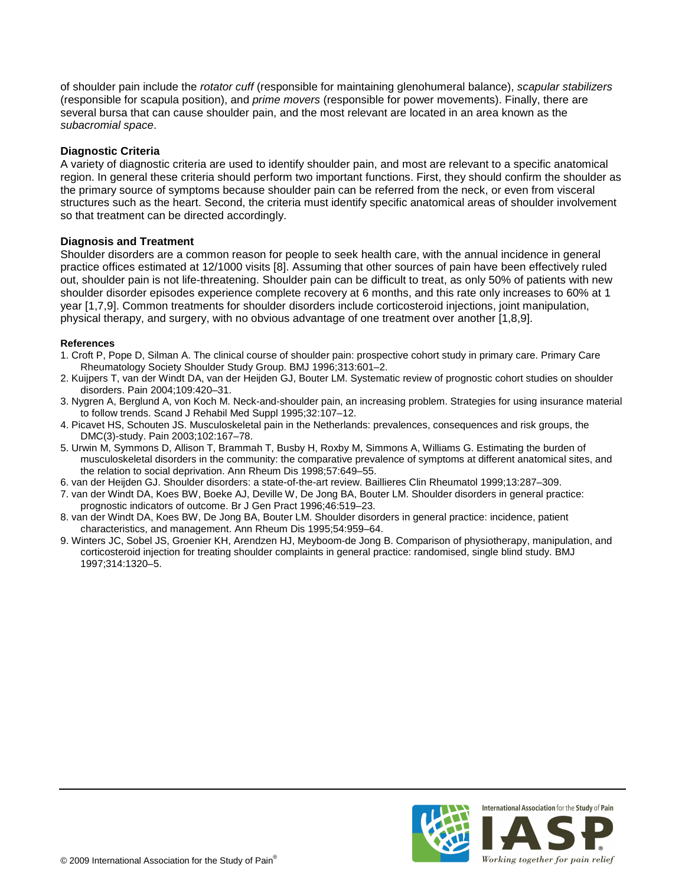of shoulder pain include the *rotator cuff* (responsible for maintaining glenohumeral balance), *scapular stabilizers* (responsible for scapula position), and *prime movers* (responsible for power movements). Finally, there are several bursa that can cause shoulder pain, and the most relevant are located in an area known as the *subacromial space*.

**Diagnostic Criteria**

A variety of diagnostic criteria are used to identify shoulder pain, and most are relevant to a specific anatomical region. In general these criteria should perform two important functions. First, they should confirm the shoulder as the primary source of symptoms because shoulder pain can be referred from the neck, or even from visceral structures such as the heart. Second, the criteria must identify specific anatomical areas of shoulder involvement so that treatment can be directed accordingly.

**Diagnosis and Treatment**

Shoulder disorders are a common reason for people to seek health care, with the annual incidence in general practice offices estimated at 12/1000 visits [8]. Assuming that other sources of pain have been effectively ruled out, shoulder pain is not life-threatening. Shoulder pain can be difficult to treat, as only 50% of patients with new shoulder disorder episodes experience complete recovery at 6 months, and this rate only increases to 60% at 1 year [1,7,9]. Common treatments for shoulder disorders include corticosteroid injections, joint manipulation, physical therapy, and surgery, with no obvious advantage of one treatment over another [1,8,9].

**References**

1. Croft P, Pope D, Silman A. The clinical course of shoulder pain: prospective cohort study in primary care. Primary Care Rheumatology Society Shoulder Study Group. BMJ 1996;313:601–2.
2. Kuijpers T, van der Windt DA, van der Heijden GJ, Bouter LM. Systematic review of prognostic cohort studies on shoulder disorders. Pain 2004;109:420–31.
3. Nygren A, Berglund A, von Koch M. Neck-and-shoulder pain, an increasing problem. Strategies for using insurance material to follow trends. Scand J Rehabil Med Suppl 1995;32:107–12.
4. Picavet HS, Schouten JS. Musculoskeletal pain in the Netherlands: prevalences, consequences and risk groups, the DMC(3)-study. Pain 2003;102:167–78.
5. Urwin M, Symmons D, Allison T, Brammah T, Busby H, Roxby M, Simmons A, Williams G. Estimating the burden of musculoskeletal disorders in the community: the comparative prevalence of symptoms at different anatomical sites, and the relation to social deprivation. Ann Rheum Dis 1998;57:649–55.
6. van der Heijden GJ. Shoulder disorders: a state-of-the-art review. Baillieres Clin Rheumatol 1999;13:287–309.
7. van der Windt DA, Koes BW, Boeke AJ, Deville W, De Jong BA, Bouter LM. Shoulder disorders in general practice: prognostic indicators of outcome. Br J Gen Pract 1996;46:519–23.
8. van der Windt DA, Koes BW, De Jong BA, Bouter LM. Shoulder disorders in general practice: incidence, patient characteristics, and management. Ann Rheum Dis 1995;54:959–64.
9. Winters JC, Sobel JS, Groenier KH, Arendzen HJ, Meyboom-de Jong B. Comparison of physiotherapy, manipulation, and corticosteroid injection for treating shoulder complaints in general practice: randomised, single blind study. BMJ 1997;314:1320–5.

© 2009 International Association for the Study of Pain®

International Association for the Study of Pain
IASP®
*Working together for pain relief*